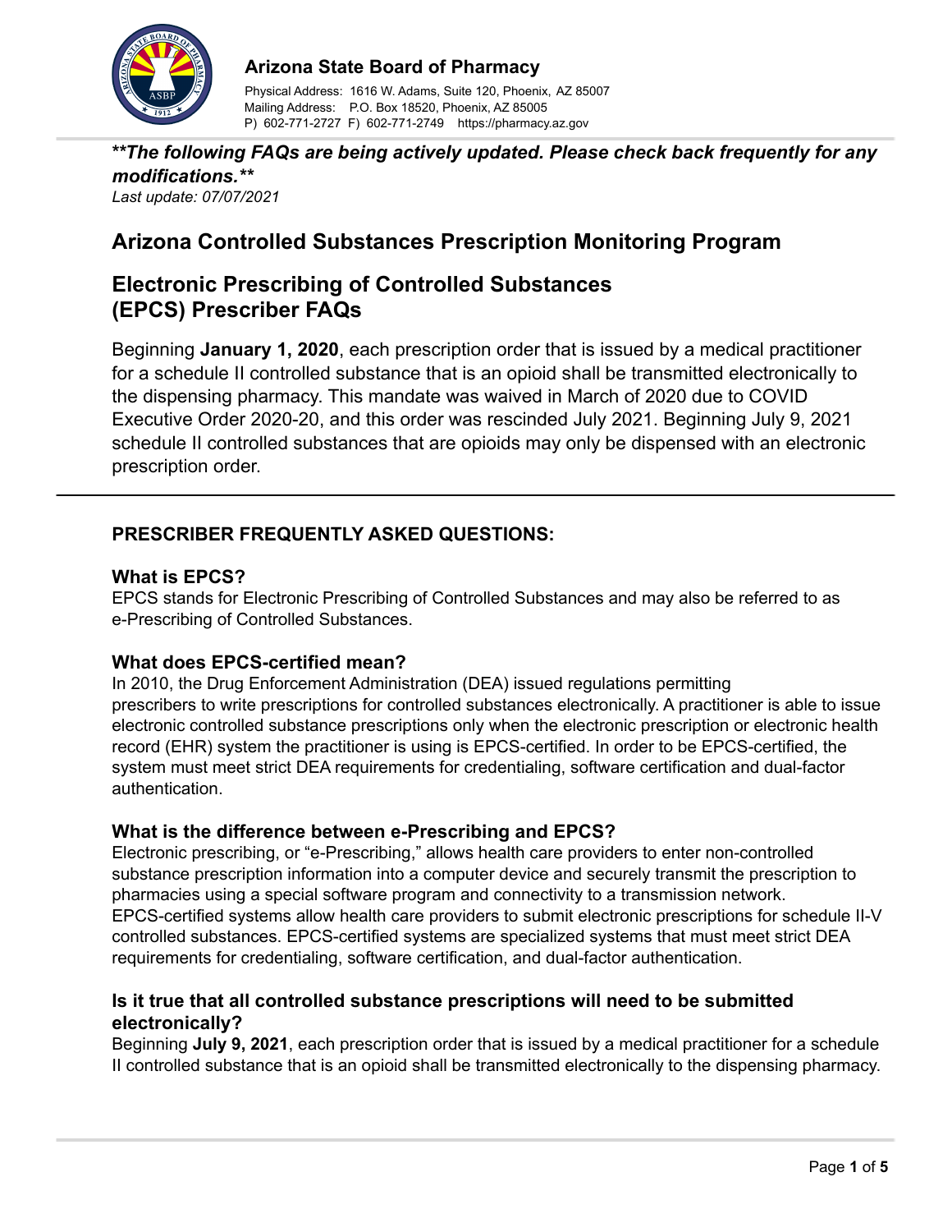**Arizona State Board of Pharmacy**

Physical Address: 1616 W. Adams, Suite 120, Phoenix, AZ 85007
Mailing Address: P.O. Box 18520, Phoenix, AZ 85005
P) 602-771-2727 F) 602-771-2749 https://pharmacy.az.gov

***\*The following FAQs are being actively updated. Please check back frequently for any modifications.\*\****

*Last update: 07/07/2021*

# Arizona Controlled Substances Prescription Monitoring Program

# Electronic Prescribing of Controlled Substances (EPCS) Prescriber FAQs

Beginning **January 1, 2020**, each prescription order that is issued by a medical practitioner for a schedule II controlled substance that is an opioid shall be transmitted electronically to the dispensing pharmacy. This mandate was waived in March of 2020 due to COVID Executive Order 2020-20, and this order was rescinded July 2021. Beginning July 9, 2021 schedule II controlled substances that are opioids may only be dispensed with an electronic prescription order.

---

## PRESCRIBER FREQUENTLY ASKED QUESTIONS:

### What is EPCS?

EPCS stands for Electronic Prescribing of Controlled Substances and may also be referred to as e-Prescribing of Controlled Substances.

### What does EPCS-certified mean?

In 2010, the Drug Enforcement Administration (DEA) issued regulations permitting prescribers to write prescriptions for controlled substances electronically. A practitioner is able to issue electronic controlled substance prescriptions only when the electronic prescription or electronic health record (EHR) system the practitioner is using is EPCS-certified. In order to be EPCS-certified, the system must meet strict DEA requirements for credentialing, software certification and dual-factor authentication.

### What is the difference between e-Prescribing and EPCS?

Electronic prescribing, or "e-Prescribing," allows health care providers to enter non-controlled substance prescription information into a computer device and securely transmit the prescription to pharmacies using a special software program and connectivity to a transmission network. EPCS-certified systems allow health care providers to submit electronic prescriptions for schedule II-V controlled substances. EPCS-certified systems are specialized systems that must meet strict DEA requirements for credentialing, software certification, and dual-factor authentication.

### Is it true that all controlled substance prescriptions will need to be submitted electronically?

Beginning **July 9, 2021**, each prescription order that is issued by a medical practitioner for a schedule II controlled substance that is an opioid shall be transmitted electronically to the dispensing pharmacy.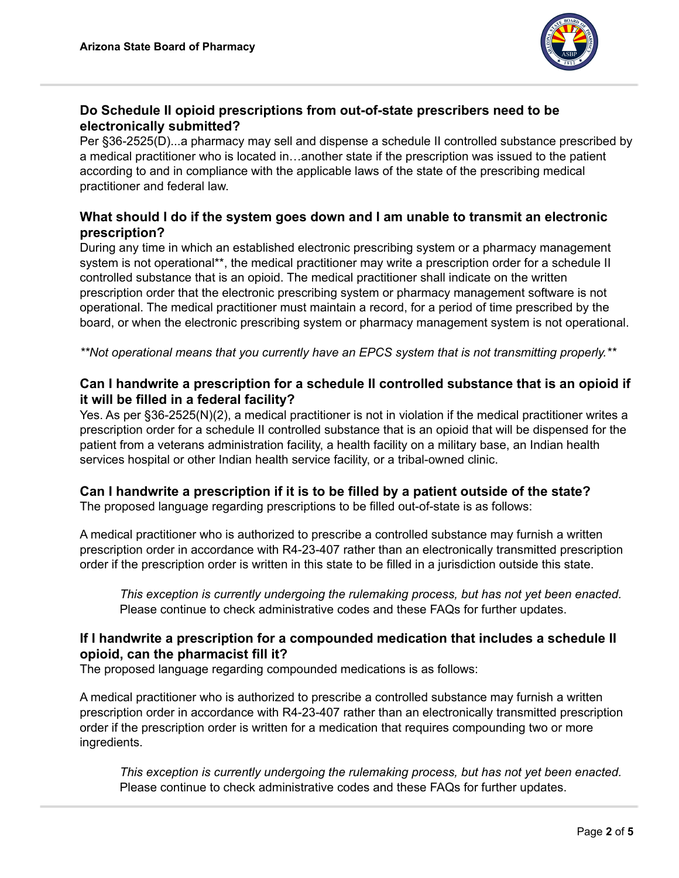### Do Schedule II opioid prescriptions from out-of-state prescribers need to be electronically submitted?

Per §36-2525(D)...a pharmacy may sell and dispense a schedule II controlled substance prescribed by a medical practitioner who is located in…another state if the prescription was issued to the patient according to and in compliance with the applicable laws of the state of the prescribing medical practitioner and federal law.

### What should I do if the system goes down and I am unable to transmit an electronic prescription?

During any time in which an established electronic prescribing system or a pharmacy management system is not operational**, the medical practitioner may write a prescription order for a schedule II controlled substance that is an opioid. The medical practitioner shall indicate on the written prescription order that the electronic prescribing system or pharmacy management software is not operational. The medical practitioner must maintain a record, for a period of time prescribed by the board, or when the electronic prescribing system or pharmacy management system is not operational.

*\*\*Not operational means that you currently have an EPCS system that is not transmitting properly.\*\**

### Can I handwrite a prescription for a schedule II controlled substance that is an opioid if it will be filled in a federal facility?

Yes. As per §36-2525(N)(2), a medical practitioner is not in violation if the medical practitioner writes a prescription order for a schedule II controlled substance that is an opioid that will be dispensed for the patient from a veterans administration facility, a health facility on a military base, an Indian health services hospital or other Indian health service facility, or a tribal-owned clinic.

### Can I handwrite a prescription if it is to be filled by a patient outside of the state?

The proposed language regarding prescriptions to be filled out-of-state is as follows:

A medical practitioner who is authorized to prescribe a controlled substance may furnish a written prescription order in accordance with R4-23-407 rather than an electronically transmitted prescription order if the prescription order is written in this state to be filled in a jurisdiction outside this state.

> *This exception is currently undergoing the rulemaking process, but has not yet been enacted.* Please continue to check administrative codes and these FAQs for further updates.

### If I handwrite a prescription for a compounded medication that includes a schedule II opioid, can the pharmacist fill it?

The proposed language regarding compounded medications is as follows:

A medical practitioner who is authorized to prescribe a controlled substance may furnish a written prescription order in accordance with R4-23-407 rather than an electronically transmitted prescription order if the prescription order is written for a medication that requires compounding two or more ingredients.

> *This exception is currently undergoing the rulemaking process, but has not yet been enacted.* Please continue to check administrative codes and these FAQs for further updates.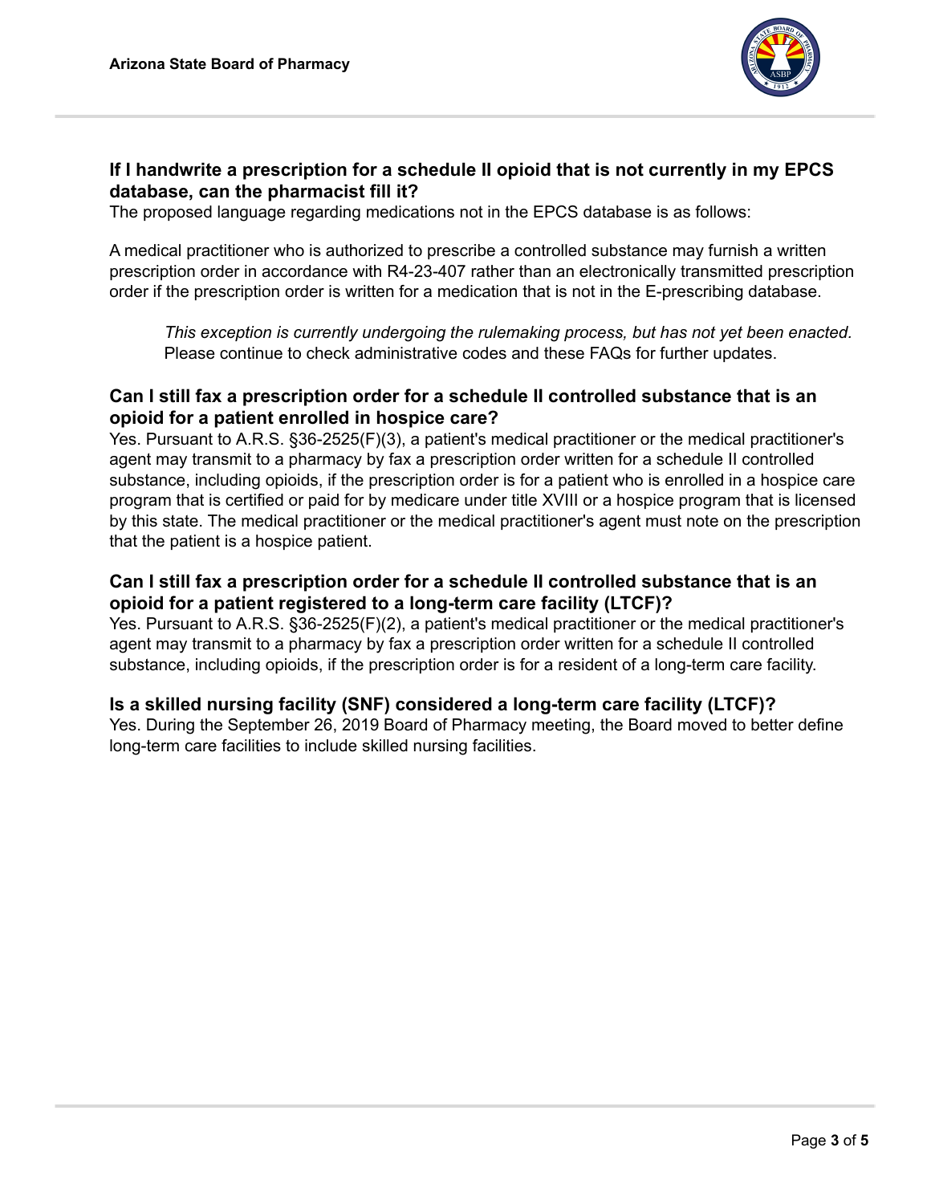### If I handwrite a prescription for a schedule II opioid that is not currently in my EPCS database, can the pharmacist fill it?

The proposed language regarding medications not in the EPCS database is as follows:

A medical practitioner who is authorized to prescribe a controlled substance may furnish a written prescription order in accordance with R4-23-407 rather than an electronically transmitted prescription order if the prescription order is written for a medication that is not in the E-prescribing database.

> *This exception is currently undergoing the rulemaking process, but has not yet been enacted.* Please continue to check administrative codes and these FAQs for further updates.

### Can I still fax a prescription order for a schedule II controlled substance that is an opioid for a patient enrolled in hospice care?

Yes. Pursuant to A.R.S. §36-2525(F)(3), a patient's medical practitioner or the medical practitioner's agent may transmit to a pharmacy by fax a prescription order written for a schedule II controlled substance, including opioids, if the prescription order is for a patient who is enrolled in a hospice care program that is certified or paid for by medicare under title XVIII or a hospice program that is licensed by this state. The medical practitioner or the medical practitioner's agent must note on the prescription that the patient is a hospice patient.

### Can I still fax a prescription order for a schedule II controlled substance that is an opioid for a patient registered to a long-term care facility (LTCF)?

Yes. Pursuant to A.R.S. §36-2525(F)(2), a patient's medical practitioner or the medical practitioner's agent may transmit to a pharmacy by fax a prescription order written for a schedule II controlled substance, including opioids, if the prescription order is for a resident of a long-term care facility.

### Is a skilled nursing facility (SNF) considered a long-term care facility (LTCF)?

Yes. During the September 26, 2019 Board of Pharmacy meeting, the Board moved to better define long-term care facilities to include skilled nursing facilities.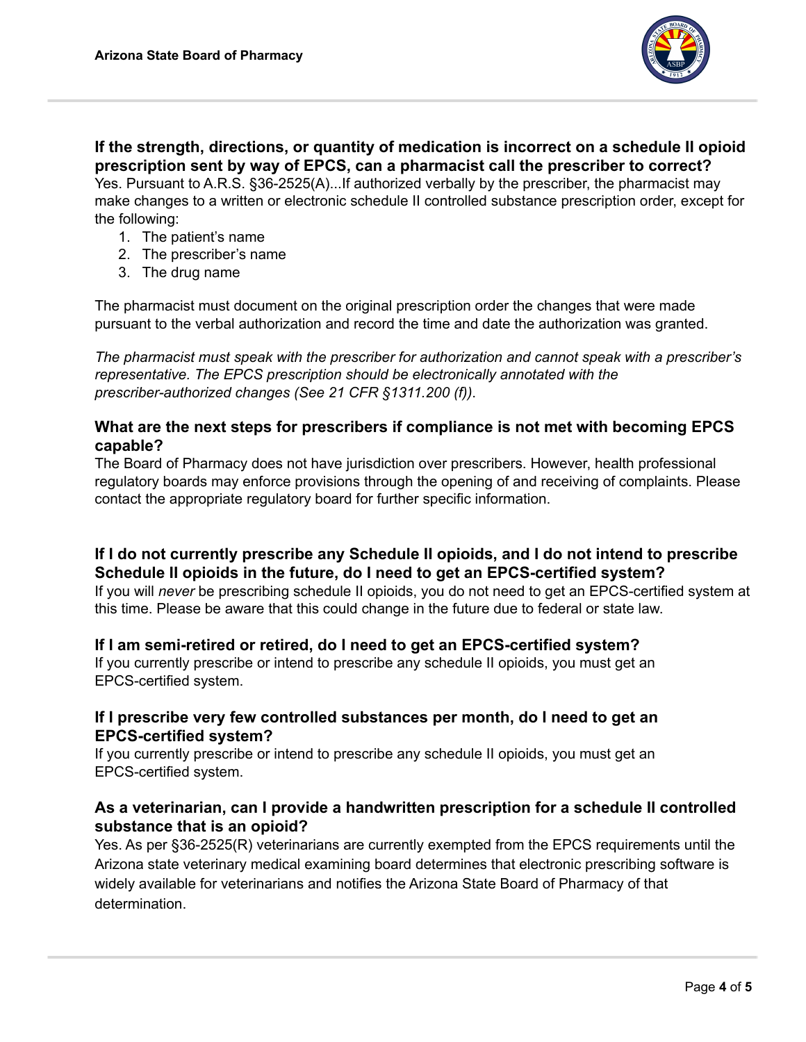### If the strength, directions, or quantity of medication is incorrect on a schedule II opioid prescription sent by way of EPCS, can a pharmacist call the prescriber to correct?

Yes. Pursuant to A.R.S. §36-2525(A)...If authorized verbally by the prescriber, the pharmacist may make changes to a written or electronic schedule II controlled substance prescription order, except for the following:

1. The patient's name
2. The prescriber's name
3. The drug name

The pharmacist must document on the original prescription order the changes that were made pursuant to the verbal authorization and record the time and date the authorization was granted.

*The pharmacist must speak with the prescriber for authorization and cannot speak with a prescriber's representative. The EPCS prescription should be electronically annotated with the prescriber-authorized changes (See 21 CFR §1311.200 (f)).*

### What are the next steps for prescribers if compliance is not met with becoming EPCS capable?

The Board of Pharmacy does not have jurisdiction over prescribers. However, health professional regulatory boards may enforce provisions through the opening of and receiving of complaints. Please contact the appropriate regulatory board for further specific information.

### If I do not currently prescribe any Schedule II opioids, and I do not intend to prescribe Schedule II opioids in the future, do I need to get an EPCS-certified system?

If you will *never* be prescribing schedule II opioids, you do not need to get an EPCS-certified system at this time. Please be aware that this could change in the future due to federal or state law.

### If I am semi-retired or retired, do I need to get an EPCS-certified system?

If you currently prescribe or intend to prescribe any schedule II opioids, you must get an EPCS-certified system.

### If I prescribe very few controlled substances per month, do I need to get an EPCS-certified system?

If you currently prescribe or intend to prescribe any schedule II opioids, you must get an EPCS-certified system.

### As a veterinarian, can I provide a handwritten prescription for a schedule II controlled substance that is an opioid?

Yes. As per §36-2525(R) veterinarians are currently exempted from the EPCS requirements until the Arizona state veterinary medical examining board determines that electronic prescribing software is widely available for veterinarians and notifies the Arizona State Board of Pharmacy of that determination.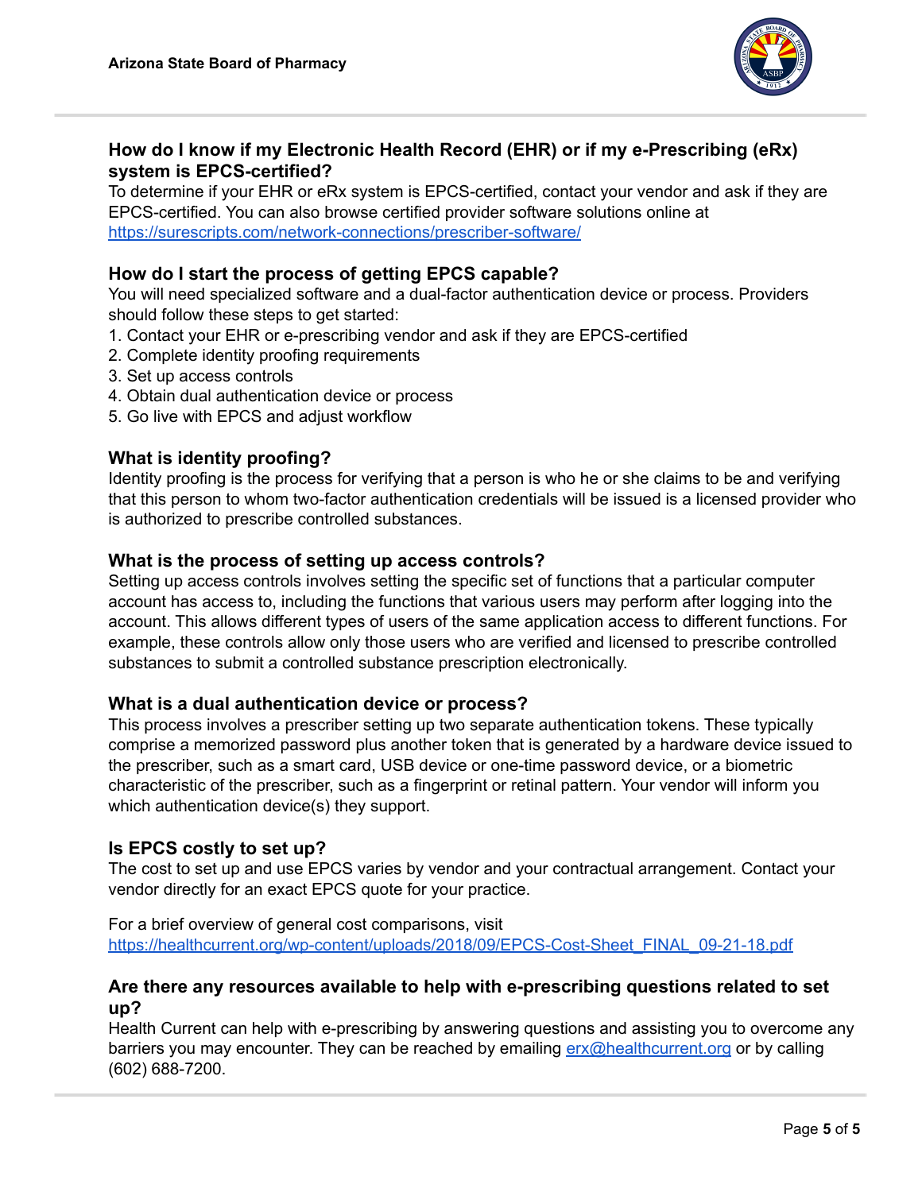### How do I know if my Electronic Health Record (EHR) or if my e-Prescribing (eRx) system is EPCS-certified?

To determine if your EHR or eRx system is EPCS-certified, contact your vendor and ask if they are EPCS-certified. You can also browse certified provider software solutions online at https://surescripts.com/network-connections/prescriber-software/

### How do I start the process of getting EPCS capable?

You will need specialized software and a dual-factor authentication device or process. Providers should follow these steps to get started:

1. Contact your EHR or e-prescribing vendor and ask if they are EPCS-certified
2. Complete identity proofing requirements
3. Set up access controls
4. Obtain dual authentication device or process
5. Go live with EPCS and adjust workflow

### What is identity proofing?

Identity proofing is the process for verifying that a person is who he or she claims to be and verifying that this person to whom two-factor authentication credentials will be issued is a licensed provider who is authorized to prescribe controlled substances.

### What is the process of setting up access controls?

Setting up access controls involves setting the specific set of functions that a particular computer account has access to, including the functions that various users may perform after logging into the account. This allows different types of users of the same application access to different functions. For example, these controls allow only those users who are verified and licensed to prescribe controlled substances to submit a controlled substance prescription electronically.

### What is a dual authentication device or process?

This process involves a prescriber setting up two separate authentication tokens. These typically comprise a memorized password plus another token that is generated by a hardware device issued to the prescriber, such as a smart card, USB device or one-time password device, or a biometric characteristic of the prescriber, such as a fingerprint or retinal pattern. Your vendor will inform you which authentication device(s) they support.

### Is EPCS costly to set up?

The cost to set up and use EPCS varies by vendor and your contractual arrangement. Contact your vendor directly for an exact EPCS quote for your practice.

For a brief overview of general cost comparisons, visit https://healthcurrent.org/wp-content/uploads/2018/09/EPCS-Cost-Sheet_FINAL_09-21-18.pdf

### Are there any resources available to help with e-prescribing questions related to set up?

Health Current can help with e-prescribing by answering questions and assisting you to overcome any barriers you may encounter. They can be reached by emailing erx@healthcurrent.org or by calling (602) 688-7200.